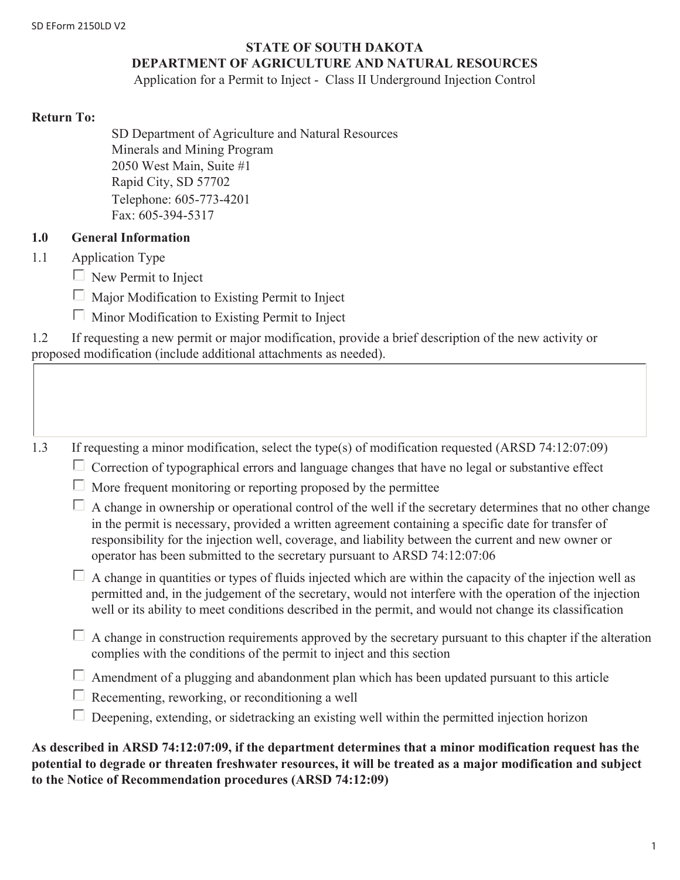SD EForm 2150LD V2

**STATE OF SOUTH DAKOTA**
**DEPARTMENT OF AGRICULTURE AND NATURAL RESOURCES**
Application for a Permit to Inject - Class II Underground Injection Control

**Return To:**

SD Department of Agriculture and Natural Resources
Minerals and Mining Program
2050 West Main, Suite #1
Rapid City, SD 57702
Telephone: 605-773-4201
Fax: 605-394-5317

## 1.0 General Information

1.1 Application Type

- ☐ New Permit to Inject
- ☐ Major Modification to Existing Permit to Inject
- ☐ Minor Modification to Existing Permit to Inject

1.2 If requesting a new permit or major modification, provide a brief description of the new activity or proposed modification (include additional attachments as needed).

| |
|---|
| |

1.3 If requesting a minor modification, select the type(s) of modification requested (ARSD 74:12:07:09)

- ☐ Correction of typographical errors and language changes that have no legal or substantive effect
- ☐ More frequent monitoring or reporting proposed by the permittee
- ☐ A change in ownership or operational control of the well if the secretary determines that no other change in the permit is necessary, provided a written agreement containing a specific date for transfer of responsibility for the injection well, coverage, and liability between the current and new owner or operator has been submitted to the secretary pursuant to ARSD 74:12:07:06
- ☐ A change in quantities or types of fluids injected which are within the capacity of the injection well as permitted and, in the judgement of the secretary, would not interfere with the operation of the injection well or its ability to meet conditions described in the permit, and would not change its classification
- ☐ A change in construction requirements approved by the secretary pursuant to this chapter if the alteration complies with the conditions of the permit to inject and this section
- ☐ Amendment of a plugging and abandonment plan which has been updated pursuant to this article
- ☐ Recementing, reworking, or reconditioning a well
- ☐ Deepening, extending, or sidetracking an existing well within the permitted injection horizon

**As described in ARSD 74:12:07:09, if the department determines that a minor modification request has the potential to degrade or threaten freshwater resources, it will be treated as a major modification and subject to the Notice of Recommendation procedures (ARSD 74:12:09)**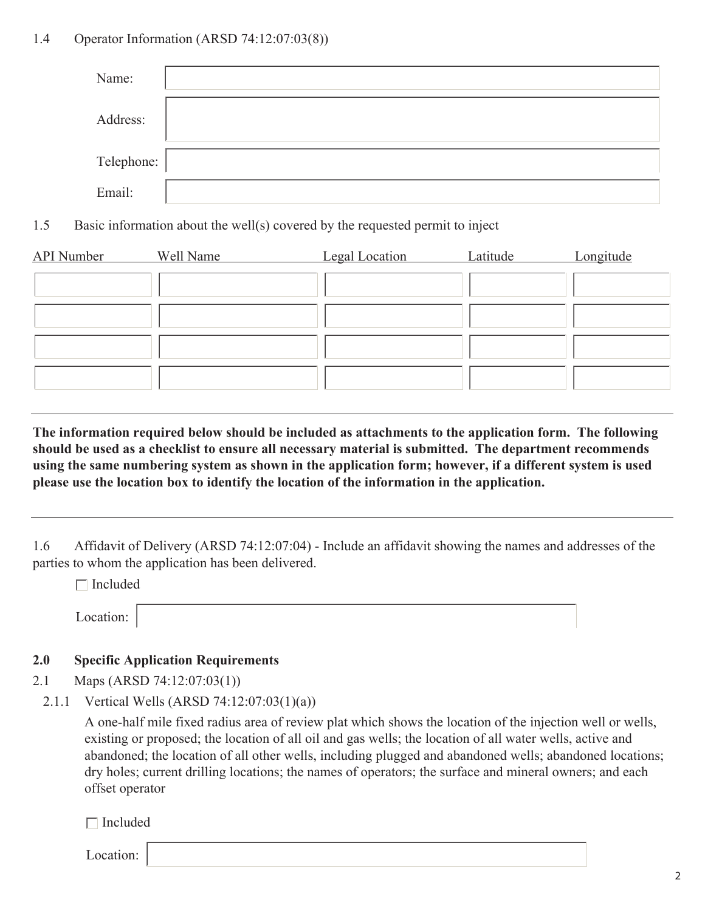1.4 Operator Information (ARSD 74:12:07:03(8))

| | |
|---|---|
| Name: | |
| Address: | |
| Telephone: | |
| Email: | |

1.5 Basic information about the well(s) covered by the requested permit to inject

| API Number | Well Name | Legal Location | Latitude | Longitude |
|---|---|---|---|---|
| | | | | |
| | | | | |
| | | | | |
| | | | | |

---

**The information required below should be included as attachments to the application form. The following should be used as a checklist to ensure all necessary material is submitted. The department recommends using the same numbering system as shown in the application form; however, if a different system is used please use the location box to identify the location of the information in the application.**

---

1.6 Affidavit of Delivery (ARSD 74:12:07:04) - Include an affidavit showing the names and addresses of the parties to whom the application has been delivered.

☐ Included

Location:

## 2.0 Specific Application Requirements

2.1 Maps (ARSD 74:12:07:03(1))

2.1.1 Vertical Wells (ARSD 74:12:07:03(1)(a))

A one-half mile fixed radius area of review plat which shows the location of the injection well or wells, existing or proposed; the location of all oil and gas wells; the location of all water wells, active and abandoned; the location of all other wells, including plugged and abandoned wells; abandoned locations; dry holes; current drilling locations; the names of operators; the surface and mineral owners; and each offset operator

☐ Included

Location: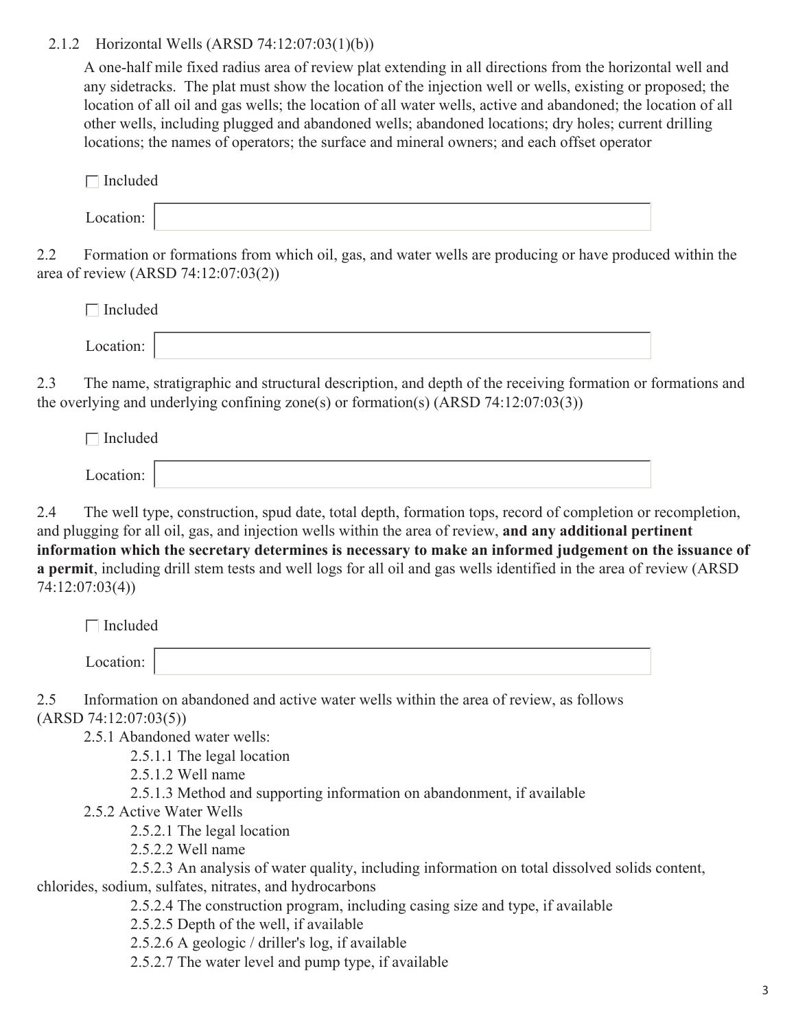2.1.2 Horizontal Wells (ARSD 74:12:07:03(1)(b))

A one-half mile fixed radius area of review plat extending in all directions from the horizontal well and any sidetracks. The plat must show the location of the injection well or wells, existing or proposed; the location of all oil and gas wells; the location of all water wells, active and abandoned; the location of all other wells, including plugged and abandoned wells; abandoned locations; dry holes; current drilling locations; the names of operators; the surface and mineral owners; and each offset operator

☐ Included

Location:

2.2 Formation or formations from which oil, gas, and water wells are producing or have produced within the area of review (ARSD 74:12:07:03(2))

☐ Included

Location:

2.3 The name, stratigraphic and structural description, and depth of the receiving formation or formations and the overlying and underlying confining zone(s) or formation(s) (ARSD 74:12:07:03(3))

☐ Included

Location:

2.4 The well type, construction, spud date, total depth, formation tops, record of completion or recompletion, and plugging for all oil, gas, and injection wells within the area of review, **and any additional pertinent information which the secretary determines is necessary to make an informed judgement on the issuance of a permit**, including drill stem tests and well logs for all oil and gas wells identified in the area of review (ARSD 74:12:07:03(4))

☐ Included

Location:

2.5 Information on abandoned and active water wells within the area of review, as follows (ARSD 74:12:07:03(5))

- 2.5.1 Abandoned water wells:
  - 2.5.1.1 The legal location
  - 2.5.1.2 Well name
  - 2.5.1.3 Method and supporting information on abandonment, if available
- 2.5.2 Active Water Wells
  - 2.5.2.1 The legal location
  - 2.5.2.2 Well name
  - 2.5.2.3 An analysis of water quality, including information on total dissolved solids content, chlorides, sodium, sulfates, nitrates, and hydrocarbons
  - 2.5.2.4 The construction program, including casing size and type, if available
  - 2.5.2.5 Depth of the well, if available
  - 2.5.2.6 A geologic / driller's log, if available
  - 2.5.2.7 The water level and pump type, if available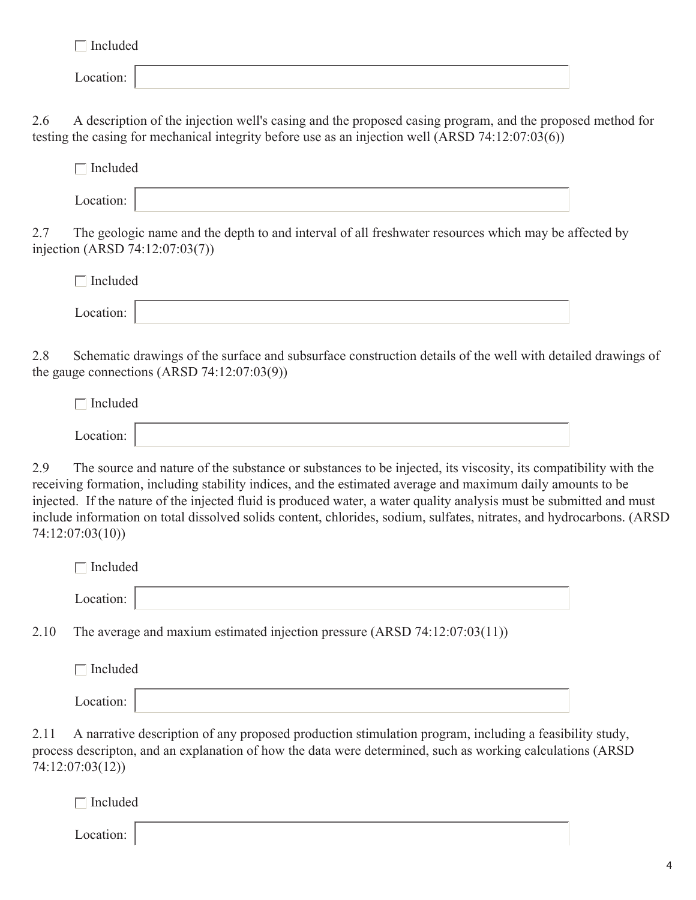☐ Included

Location:

2.6 A description of the injection well's casing and the proposed casing program, and the proposed method for testing the casing for mechanical integrity before use as an injection well (ARSD 74:12:07:03(6))

☐ Included

Location:

2.7 The geologic name and the depth to and interval of all freshwater resources which may be affected by injection (ARSD 74:12:07:03(7))

☐ Included

Location:

2.8 Schematic drawings of the surface and subsurface construction details of the well with detailed drawings of the gauge connections (ARSD 74:12:07:03(9))

☐ Included

Location:

2.9 The source and nature of the substance or substances to be injected, its viscosity, its compatibility with the receiving formation, including stability indices, and the estimated average and maximum daily amounts to be injected. If the nature of the injected fluid is produced water, a water quality analysis must be submitted and must include information on total dissolved solids content, chlorides, sodium, sulfates, nitrates, and hydrocarbons. (ARSD 74:12:07:03(10))

☐ Included

Location:

2.10 The average and maxium estimated injection pressure (ARSD 74:12:07:03(11))

☐ Included

Location:

2.11 A narrative description of any proposed production stimulation program, including a feasibility study, process descripton, and an explanation of how the data were determined, such as working calculations (ARSD 74:12:07:03(12))

☐ Included

Location: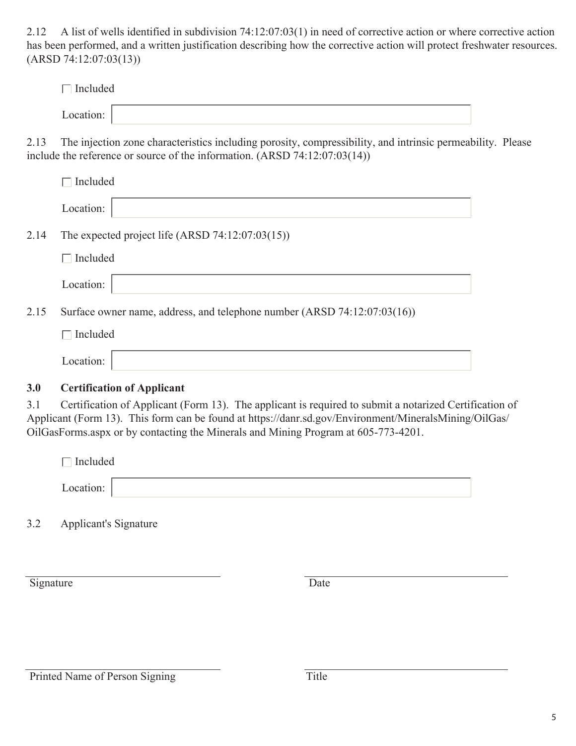2.12 A list of wells identified in subdivision 74:12:07:03(1) in need of corrective action or where corrective action has been performed, and a written justification describing how the corrective action will protect freshwater resources. (ARSD 74:12:07:03(13))

☐ Included

Location:

2.13 The injection zone characteristics including porosity, compressibility, and intrinsic permeability. Please include the reference or source of the information. (ARSD 74:12:07:03(14))

☐ Included

Location:

2.14 The expected project life (ARSD 74:12:07:03(15))

☐ Included

Location:

2.15 Surface owner name, address, and telephone number (ARSD 74:12:07:03(16))

☐ Included

Location:

### 3.0 Certification of Applicant

3.1 Certification of Applicant (Form 13). The applicant is required to submit a notarized Certification of Applicant (Form 13). This form can be found at https://danr.sd.gov/Environment/MineralsMining/OilGas/OilGasForms.aspx or by contacting the Minerals and Mining Program at 605-773-4201.

☐ Included

Location:

3.2 Applicant's Signature

Signature

Date

Printed Name of Person Signing

Title